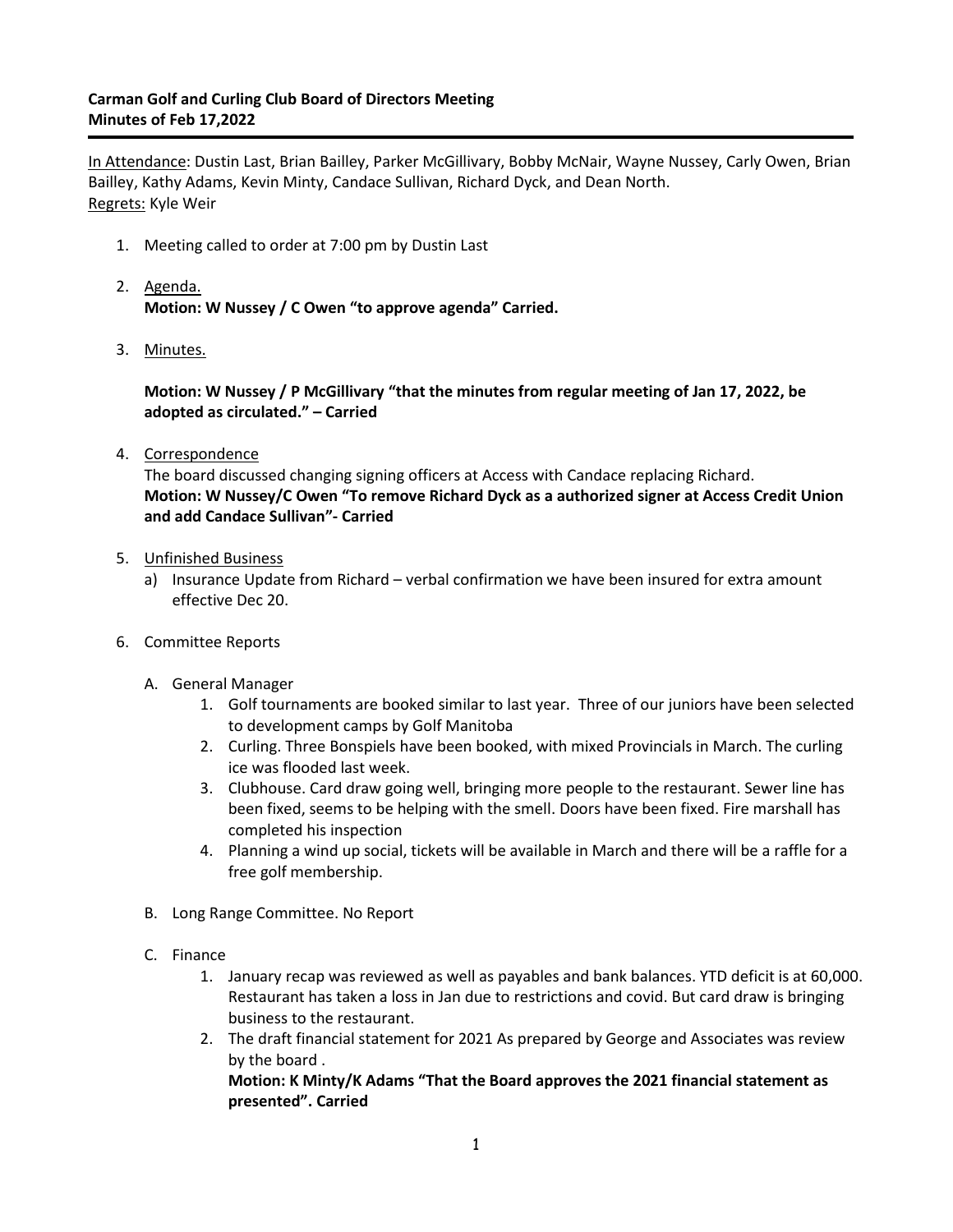**Carman Golf and Curling Club Board of Directors Meeting**
**Minutes of Feb 17,2022**

In Attendance: Dustin Last, Brian Bailley, Parker McGillivary, Bobby McNair, Wayne Nussey, Carly Owen, Brian Bailley, Kathy Adams, Kevin Minty, Candace Sullivan, Richard Dyck, and Dean North.
Regrets: Kyle Weir

1. Meeting called to order at 7:00 pm by Dustin Last

2. Agenda.
   **Motion: W Nussey / C Owen "to approve agenda" Carried.**

3. Minutes.

   **Motion: W Nussey / P McGillivary "that the minutes from regular meeting of Jan 17, 2022, be adopted as circulated." – Carried**

4. Correspondence
   The board discussed changing signing officers at Access with Candace replacing Richard.
   **Motion: W Nussey/C Owen "To remove Richard Dyck as a authorized signer at Access Credit Union and add Candace Sullivan"- Carried**

5. Unfinished Business
   a) Insurance Update from Richard – verbal confirmation we have been insured for extra amount effective Dec 20.

6. Committee Reports

   A. General Manager
      1. Golf tournaments are booked similar to last year. Three of our juniors have been selected to development camps by Golf Manitoba
      2. Curling. Three Bonspiels have been booked, with mixed Provincials in March. The curling ice was flooded last week.
      3. Clubhouse. Card draw going well, bringing more people to the restaurant. Sewer line has been fixed, seems to be helping with the smell. Doors have been fixed. Fire marshall has completed his inspection
      4. Planning a wind up social, tickets will be available in March and there will be a raffle for a free golf membership.

   B. Long Range Committee. No Report

   C. Finance
      1. January recap was reviewed as well as payables and bank balances. YTD deficit is at 60,000. Restaurant has taken a loss in Jan due to restrictions and covid. But card draw is bringing business to the restaurant.
      2. The draft financial statement for 2021 As prepared by George and Associates was review by the board .
         **Motion: K Minty/K Adams "That the Board approves the 2021 financial statement as presented". Carried**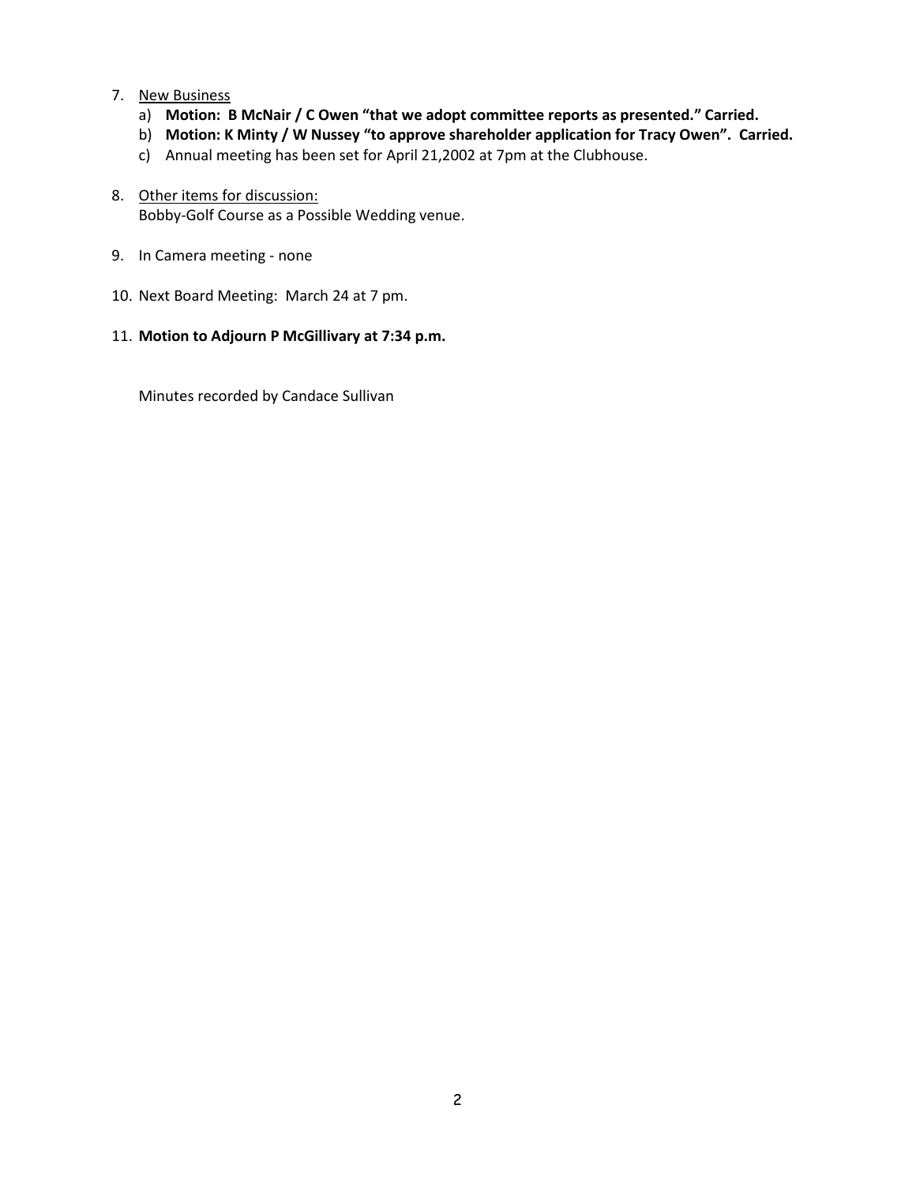7. <u>New Business</u>
   a) **Motion: B McNair / C Owen "that we adopt committee reports as presented." Carried.**
   b) **Motion: K Minty / W Nussey "to approve shareholder application for Tracy Owen". Carried.**
   c) Annual meeting has been set for April 21,2002 at 7pm at the Clubhouse.

8. <u>Other items for discussion:</u>
   Bobby-Golf Course as a Possible Wedding venue.

9. In Camera meeting - none

10. Next Board Meeting: March 24 at 7 pm.

11. **Motion to Adjourn P McGillivary at 7:34 p.m.**

Minutes recorded by Candace Sullivan